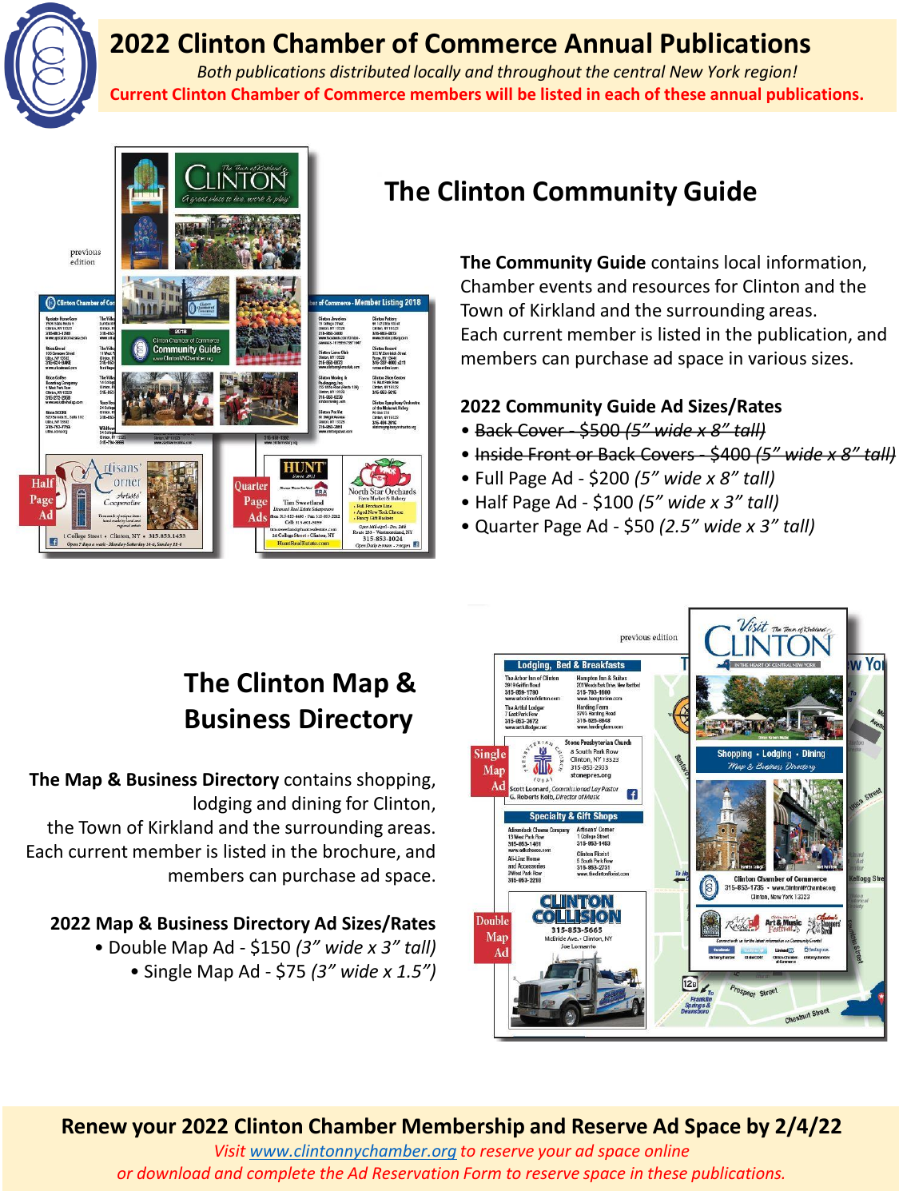# 2022 Clinton Chamber of Commerce Annual Publications

*Both publications distributed locally and throughout the central New York region!*

**Current Clinton Chamber of Commerce members will be listed in each of these annual publications.**

## The Clinton Community Guide

**The Community Guide** contains local information, Chamber events and resources for Clinton and the Town of Kirkland and the surrounding areas. Each current member is listed in the publication, and members can purchase ad space in various sizes.

### 2022 Community Guide Ad Sizes/Rates

- ~~Back Cover - $500 *(5" wide x 8" tall)*~~
- ~~Inside Front or Back Covers - $400 *(5" wide x 8" tall)*~~
- Full Page Ad - $200 *(5" wide x 8" tall)*
- Half Page Ad - $100 *(5" wide x 3" tall)*
- Quarter Page Ad - $50 *(2.5" wide x 3" tall)*

## The Clinton Map & Business Directory

**The Map & Business Directory** contains shopping, lodging and dining for Clinton, the Town of Kirkland and the surrounding areas. Each current member is listed in the brochure, and members can purchase ad space.

### 2022 Map & Business Directory Ad Sizes/Rates

- Double Map Ad - $150 *(3" wide x 3" tall)*
- Single Map Ad - $75 *(3" wide x 1.5")*

**Renew your 2022 Clinton Chamber Membership and Reserve Ad Space by 2/4/22**

*Visit www.clintonnychamber.org to reserve your ad space online or download and complete the Ad Reservation Form to reserve space in these publications.*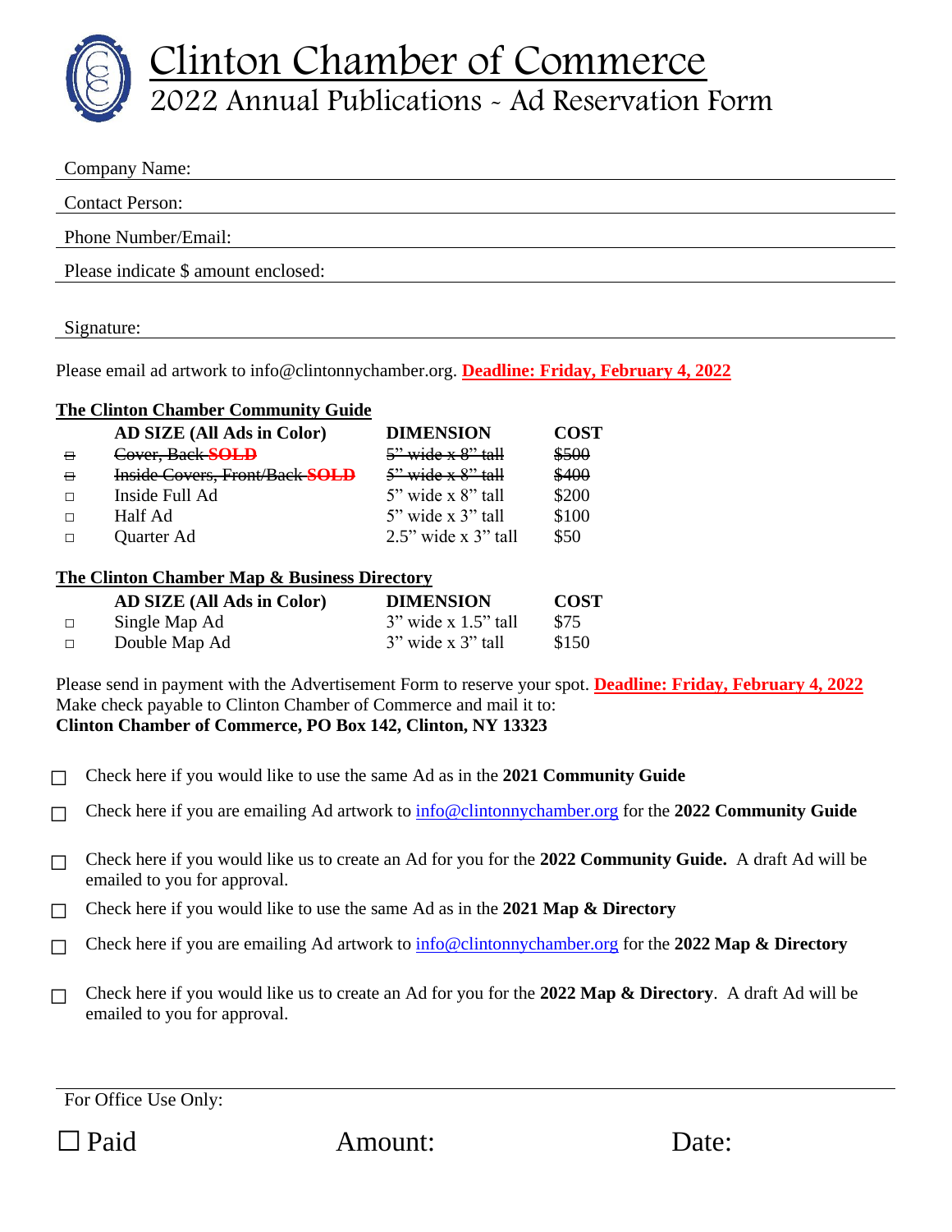# Clinton Chamber of Commerce

## 2022 Annual Publications ~ Ad Reservation Form

Company Name:

Contact Person:

Phone Number/Email:

Please indicate $ amount enclosed:

Signature:

Please email ad artwork to info@clintonnychamber.org. **Deadline: Friday, February 4, 2022**

**The Clinton Chamber Community Guide**

| | AD SIZE (All Ads in Color) | DIMENSION | COST |
|---|---|---|---|
| ☐ | ~~Cover, Back **SOLD**~~ | ~~5” wide x 8” tall~~ | ~~$500~~ |
| ☐ | ~~Inside Covers, Front/Back **SOLD**~~ | ~~5” wide x 8” tall~~ | ~~$400~~ |
| ☐ | Inside Full Ad | 5” wide x 8” tall | $200 |
| ☐ | Half Ad | 5” wide x 3” tall | $100 |
| ☐ | Quarter Ad | 2.5” wide x 3” tall | $50 |

**The Clinton Chamber Map & Business Directory**

| | AD SIZE (All Ads in Color) | DIMENSION | COST |
|---|---|---|---|
| ☐ | Single Map Ad | 3” wide x 1.5” tall | $75 |
| ☐ | Double Map Ad | 3” wide x 3” tall | $150 |

Please send in payment with the Advertisement Form to reserve your spot. **Deadline: Friday, February 4, 2022**
Make check payable to Clinton Chamber of Commerce and mail it to:
**Clinton Chamber of Commerce, PO Box 142, Clinton, NY 13323**

☐ Check here if you would like to use the same Ad as in the **2021 Community Guide**

☐ Check here if you are emailing Ad artwork to info@clintonnychamber.org for the **2022 Community Guide**

☐ Check here if you would like us to create an Ad for you for the **2022 Community Guide.** A draft Ad will be emailed to you for approval.

☐ Check here if you would like to use the same Ad as in the **2021 Map & Directory**

☐ Check here if you are emailing Ad artwork to info@clintonnychamber.org for the **2022 Map & Directory**

☐ Check here if you would like us to create an Ad for you for the **2022 Map & Directory**. A draft Ad will be emailed to you for approval.

For Office Use Only:

☐ Paid  Amount:  Date: